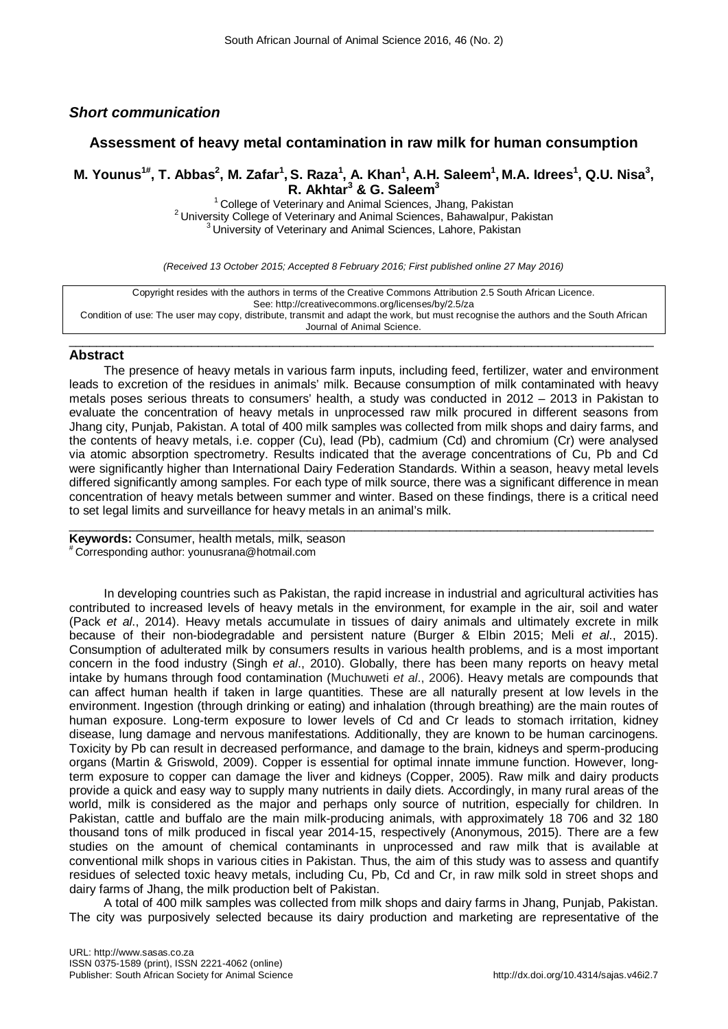*Short communication*

## Assessment of heavy metal contamination in raw milk for human consumption

**M. Younus[1#], T. Abbas[2], M. Zafar[1], S. Raza[1], A. Khan[1], A.H. Saleem[1], M.A. Idrees[1], Q.U. Nisa[3], R. Akhtar[3] & G. Saleem[3]**

[1] College of Veterinary and Animal Sciences, Jhang, Pakistan
[2] University College of Veterinary and Animal Sciences, Bahawalpur, Pakistan
[3] University of Veterinary and Animal Sciences, Lahore, Pakistan

*(Received 13 October 2015; Accepted 8 February 2016; First published online 27 May 2016)*

Copyright resides with the authors in terms of the Creative Commons Attribution 2.5 South African Licence.
See: http://creativecommons.org/licenses/by/2.5/za
Condition of use: The user may copy, distribute, transmit and adapt the work, but must recognise the authors and the South African Journal of Animal Science.

### Abstract

The presence of heavy metals in various farm inputs, including feed, fertilizer, water and environment leads to excretion of the residues in animals' milk. Because consumption of milk contaminated with heavy metals poses serious threats to consumers' health, a study was conducted in 2012 – 2013 in Pakistan to evaluate the concentration of heavy metals in unprocessed raw milk procured in different seasons from Jhang city, Punjab, Pakistan. A total of 400 milk samples was collected from milk shops and dairy farms, and the contents of heavy metals, i.e. copper (Cu), lead (Pb), cadmium (Cd) and chromium (Cr) were analysed via atomic absorption spectrometry. Results indicated that the average concentrations of Cu, Pb and Cd were significantly higher than International Dairy Federation Standards. Within a season, heavy metal levels differed significantly among samples. For each type of milk source, there was a significant difference in mean concentration of heavy metals between summer and winter. Based on these findings, there is a critical need to set legal limits and surveillance for heavy metals in an animal's milk.

**Keywords:** Consumer, health metals, milk, season
[#] Corresponding author: younusrana@hotmail.com

In developing countries such as Pakistan, the rapid increase in industrial and agricultural activities has contributed to increased levels of heavy metals in the environment, for example in the air, soil and water (Pack *et al*., 2014). Heavy metals accumulate in tissues of dairy animals and ultimately excrete in milk because of their non-biodegradable and persistent nature (Burger & Elbin 2015; Meli *et al*., 2015). Consumption of adulterated milk by consumers results in various health problems, and is a most important concern in the food industry (Singh *et al*., 2010). Globally, there has been many reports on heavy metal intake by humans through food contamination (Muchuweti *et al*., 2006). Heavy metals are compounds that can affect human health if taken in large quantities. These are all naturally present at low levels in the environment. Ingestion (through drinking or eating) and inhalation (through breathing) are the main routes of human exposure. Long-term exposure to lower levels of Cd and Cr leads to stomach irritation, kidney disease, lung damage and nervous manifestations. Additionally, they are known to be human carcinogens. Toxicity by Pb can result in decreased performance, and damage to the brain, kidneys and sperm-producing organs (Martin & Griswold, 2009). Copper is essential for optimal innate immune function. However, long-term exposure to copper can damage the liver and kidneys (Copper, 2005). Raw milk and dairy products provide a quick and easy way to supply many nutrients in daily diets. Accordingly, in many rural areas of the world, milk is considered as the major and perhaps only source of nutrition, especially for children. In Pakistan, cattle and buffalo are the main milk-producing animals, with approximately 18 706 and 32 180 thousand tons of milk produced in fiscal year 2014-15, respectively (Anonymous, 2015). There are a few studies on the amount of chemical contaminants in unprocessed and raw milk that is available at conventional milk shops in various cities in Pakistan. Thus, the aim of this study was to assess and quantify residues of selected toxic heavy metals, including Cu, Pb, Cd and Cr, in raw milk sold in street shops and dairy farms of Jhang, the milk production belt of Pakistan.

A total of 400 milk samples was collected from milk shops and dairy farms in Jhang, Punjab, Pakistan. The city was purposively selected because its dairy production and marketing are representative of the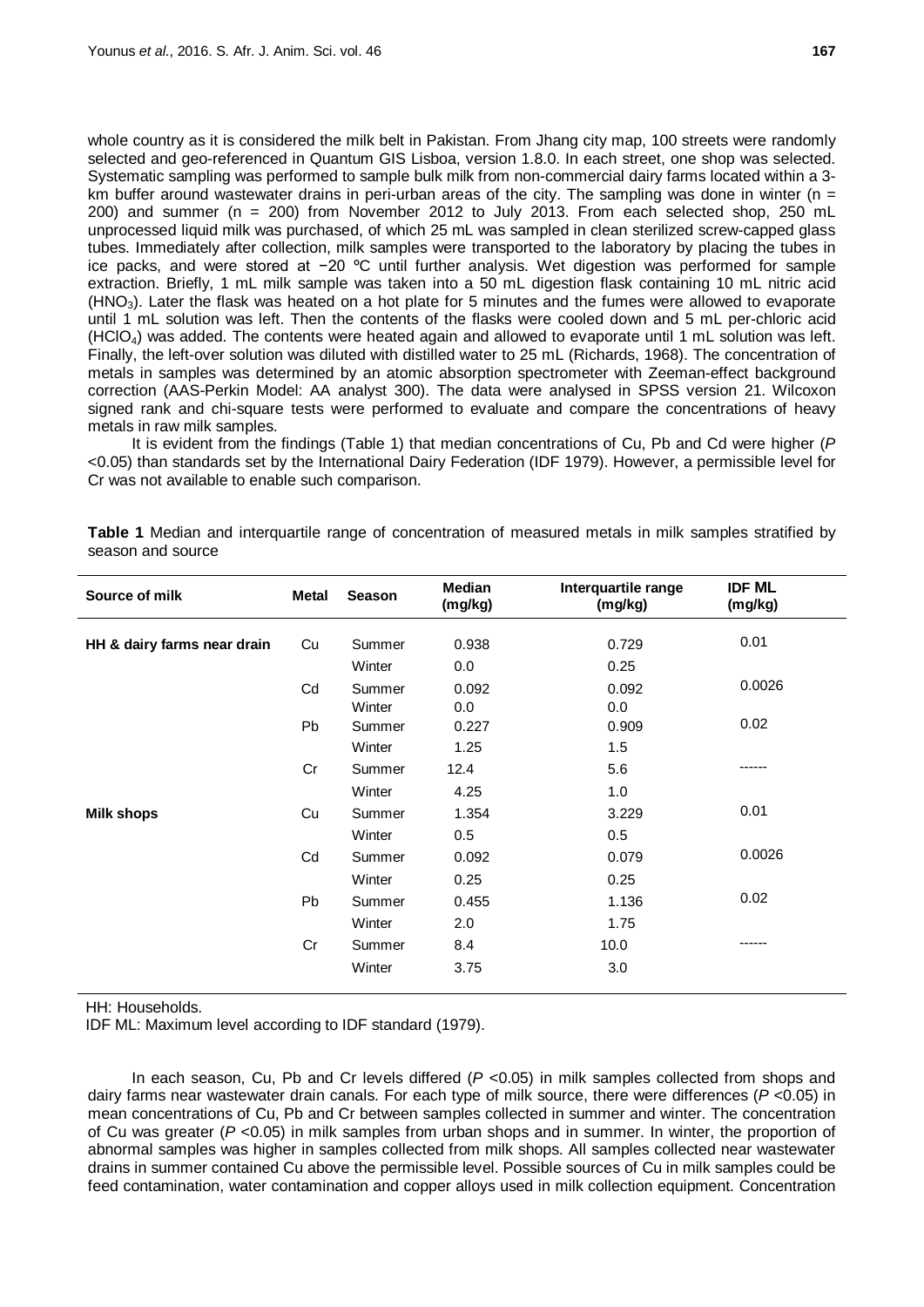whole country as it is considered the milk belt in Pakistan. From Jhang city map, 100 streets were randomly selected and geo-referenced in Quantum GIS Lisboa, version 1.8.0. In each street, one shop was selected. Systematic sampling was performed to sample bulk milk from non-commercial dairy farms located within a 3-km buffer around wastewater drains in peri-urban areas of the city. The sampling was done in winter (n = 200) and summer (n = 200) from November 2012 to July 2013. From each selected shop, 250 mL unprocessed liquid milk was purchased, of which 25 mL was sampled in clean sterilized screw-capped glass tubes. Immediately after collection, milk samples were transported to the laboratory by placing the tubes in ice packs, and were stored at −20 ºC until further analysis. Wet digestion was performed for sample extraction. Briefly, 1 mL milk sample was taken into a 50 mL digestion flask containing 10 mL nitric acid ($HNO_3$). Later the flask was heated on a hot plate for 5 minutes and the fumes were allowed to evaporate until 1 mL solution was left. Then the contents of the flasks were cooled down and 5 mL per-chloric acid ($HClO_4$) was added. The contents were heated again and allowed to evaporate until 1 mL solution was left. Finally, the left-over solution was diluted with distilled water to 25 mL (Richards, 1968). The concentration of metals in samples was determined by an atomic absorption spectrometer with Zeeman-effect background correction (AAS-Perkin Model: AA analyst 300). The data were analysed in SPSS version 21. Wilcoxon signed rank and chi-square tests were performed to evaluate and compare the concentrations of heavy metals in raw milk samples.

It is evident from the findings (Table 1) that median concentrations of Cu, Pb and Cd were higher ($P$ <0.05) than standards set by the International Dairy Federation (IDF 1979). However, a permissible level for Cr was not available to enable such comparison.

**Table 1** Median and interquartile range of concentration of measured metals in milk samples stratified by season and source

| Source of milk | Metal | Season | Median (mg/kg) | Interquartile range (mg/kg) | IDF ML (mg/kg) |
|---|---|---|---|---|---|
| HH & dairy farms near drain | Cu | Summer | 0.938 | 0.729 | 0.01 |
| | | Winter | 0.0 | 0.25 | |
| | Cd | Summer | 0.092 | 0.092 | 0.0026 |
| | | Winter | 0.0 | 0.0 | |
| | Pb | Summer | 0.227 | 0.909 | 0.02 |
| | | Winter | 1.25 | 1.5 | |
| | Cr | Summer | 12.4 | 5.6 | ------ |
| | | Winter | 4.25 | 1.0 | |
| Milk shops | Cu | Summer | 1.354 | 3.229 | 0.01 |
| | | Winter | 0.5 | 0.5 | |
| | Cd | Summer | 0.092 | 0.079 | 0.0026 |
| | | Winter | 0.25 | 0.25 | |
| | Pb | Summer | 0.455 | 1.136 | 0.02 |
| | | Winter | 2.0 | 1.75 | |
| | Cr | Summer | 8.4 | 10.0 | ------ |
| | | Winter | 3.75 | 3.0 | |

HH: Households.

IDF ML: Maximum level according to IDF standard (1979).

In each season, Cu, Pb and Cr levels differed ($P$ <0.05) in milk samples collected from shops and dairy farms near wastewater drain canals. For each type of milk source, there were differences ($P$ <0.05) in mean concentrations of Cu, Pb and Cr between samples collected in summer and winter. The concentration of Cu was greater ($P$ <0.05) in milk samples from urban shops and in summer. In winter, the proportion of abnormal samples was higher in samples collected from milk shops. All samples collected near wastewater drains in summer contained Cu above the permissible level. Possible sources of Cu in milk samples could be feed contamination, water contamination and copper alloys used in milk collection equipment. Concentration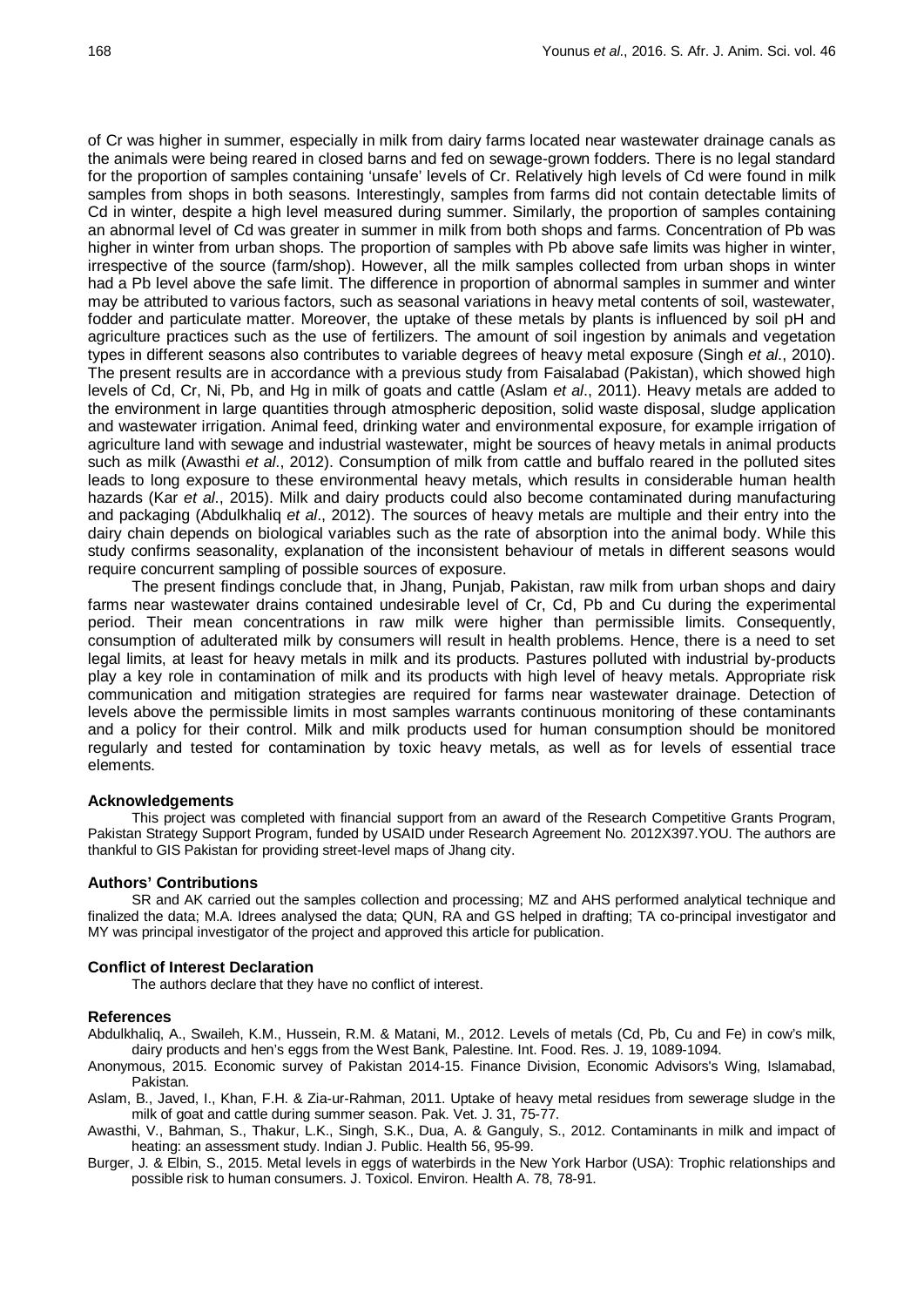of Cr was higher in summer, especially in milk from dairy farms located near wastewater drainage canals as the animals were being reared in closed barns and fed on sewage-grown fodders. There is no legal standard for the proportion of samples containing 'unsafe' levels of Cr. Relatively high levels of Cd were found in milk samples from shops in both seasons. Interestingly, samples from farms did not contain detectable limits of Cd in winter, despite a high level measured during summer. Similarly, the proportion of samples containing an abnormal level of Cd was greater in summer in milk from both shops and farms. Concentration of Pb was higher in winter from urban shops. The proportion of samples with Pb above safe limits was higher in winter, irrespective of the source (farm/shop). However, all the milk samples collected from urban shops in winter had a Pb level above the safe limit. The difference in proportion of abnormal samples in summer and winter may be attributed to various factors, such as seasonal variations in heavy metal contents of soil, wastewater, fodder and particulate matter. Moreover, the uptake of these metals by plants is influenced by soil pH and agriculture practices such as the use of fertilizers. The amount of soil ingestion by animals and vegetation types in different seasons also contributes to variable degrees of heavy metal exposure (Singh *et al*., 2010). The present results are in accordance with a previous study from Faisalabad (Pakistan), which showed high levels of Cd, Cr, Ni, Pb, and Hg in milk of goats and cattle (Aslam *et al*., 2011). Heavy metals are added to the environment in large quantities through atmospheric deposition, solid waste disposal, sludge application and wastewater irrigation. Animal feed, drinking water and environmental exposure, for example irrigation of agriculture land with sewage and industrial wastewater, might be sources of heavy metals in animal products such as milk (Awasthi *et al*., 2012). Consumption of milk from cattle and buffalo reared in the polluted sites leads to long exposure to these environmental heavy metals, which results in considerable human health hazards (Kar *et al*., 2015). Milk and dairy products could also become contaminated during manufacturing and packaging (Abdulkhaliq *et al*., 2012). The sources of heavy metals are multiple and their entry into the dairy chain depends on biological variables such as the rate of absorption into the animal body. While this study confirms seasonality, explanation of the inconsistent behaviour of metals in different seasons would require concurrent sampling of possible sources of exposure.

The present findings conclude that, in Jhang, Punjab, Pakistan, raw milk from urban shops and dairy farms near wastewater drains contained undesirable level of Cr, Cd, Pb and Cu during the experimental period. Their mean concentrations in raw milk were higher than permissible limits. Consequently, consumption of adulterated milk by consumers will result in health problems. Hence, there is a need to set legal limits, at least for heavy metals in milk and its products. Pastures polluted with industrial by-products play a key role in contamination of milk and its products with high level of heavy metals. Appropriate risk communication and mitigation strategies are required for farms near wastewater drainage. Detection of levels above the permissible limits in most samples warrants continuous monitoring of these contaminants and a policy for their control. Milk and milk products used for human consumption should be monitored regularly and tested for contamination by toxic heavy metals, as well as for levels of essential trace elements.

## Acknowledgements

This project was completed with financial support from an award of the Research Competitive Grants Program, Pakistan Strategy Support Program, funded by USAID under Research Agreement No. 2012X397.YOU. The authors are thankful to GIS Pakistan for providing street-level maps of Jhang city.

## Authors' Contributions

SR and AK carried out the samples collection and processing; MZ and AHS performed analytical technique and finalized the data; M.A. Idrees analysed the data; QUN, RA and GS helped in drafting; TA co-principal investigator and MY was principal investigator of the project and approved this article for publication.

## Conflict of Interest Declaration

The authors declare that they have no conflict of interest.

## References

Abdulkhaliq, A., Swaileh, K.M., Hussein, R.M. & Matani, M., 2012. Levels of metals (Cd, Pb, Cu and Fe) in cow's milk, dairy products and hen's eggs from the West Bank, Palestine. Int. Food. Res. J. 19, 1089-1094.

Anonymous, 2015. Economic survey of Pakistan 2014-15. Finance Division, Economic Advisors's Wing, Islamabad, Pakistan.

Aslam, B., Javed, I., Khan, F.H. & Zia-ur-Rahman, 2011. Uptake of heavy metal residues from sewerage sludge in the milk of goat and cattle during summer season. Pak. Vet. J. 31, 75-77.

Awasthi, V., Bahman, S., Thakur, L.K., Singh, S.K., Dua, A. & Ganguly, S., 2012. Contaminants in milk and impact of heating: an assessment study. Indian J. Public. Health 56, 95-99.

Burger, J. & Elbin, S., 2015. Metal levels in eggs of waterbirds in the New York Harbor (USA): Trophic relationships and possible risk to human consumers. J. Toxicol. Environ. Health A. 78, 78-91.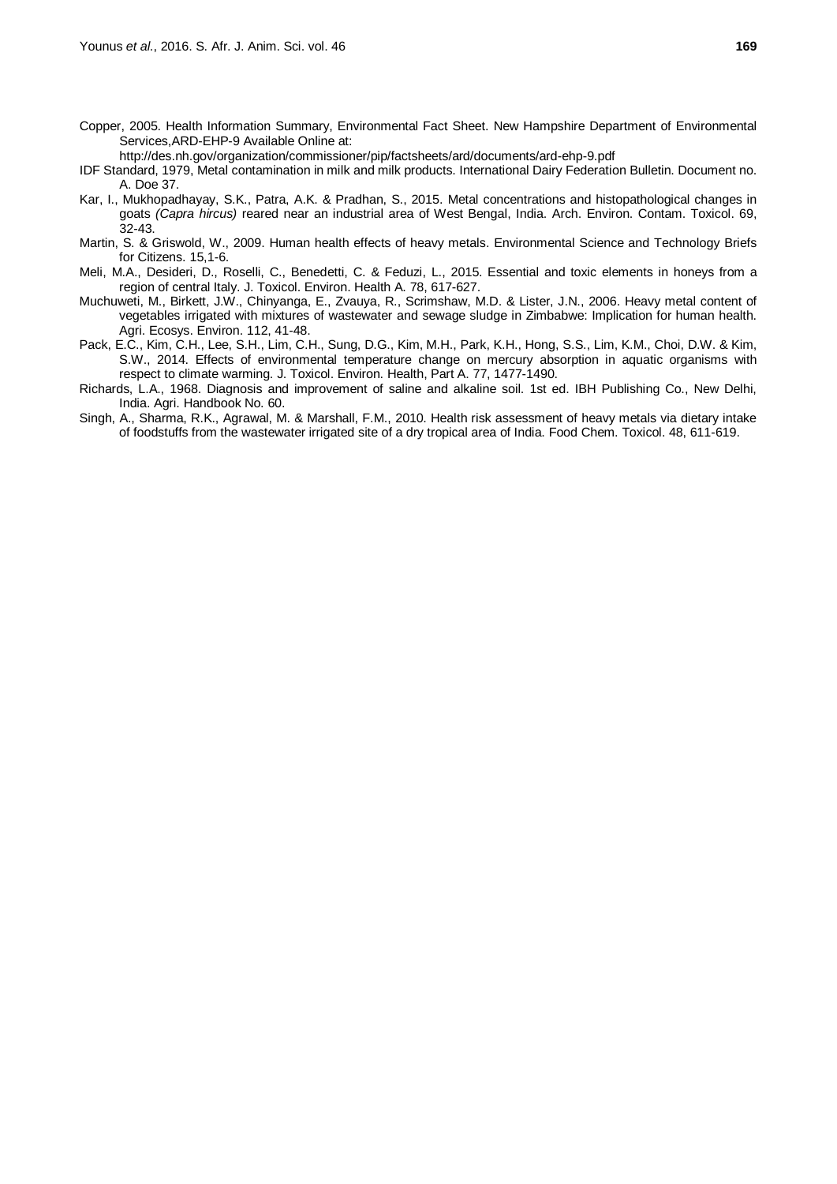Copper, 2005. Health Information Summary, Environmental Fact Sheet. New Hampshire Department of Environmental Services,ARD-EHP-9 Available Online at: http://des.nh.gov/organization/commissioner/pip/factsheets/ard/documents/ard-ehp-9.pdf

IDF Standard, 1979, Metal contamination in milk and milk products. International Dairy Federation Bulletin. Document no. A. Doe 37.

Kar, I., Mukhopadhayay, S.K., Patra, A.K. & Pradhan, S., 2015. Metal concentrations and histopathological changes in goats *(Capra hircus)* reared near an industrial area of West Bengal, India. Arch. Environ. Contam. Toxicol. 69, 32-43.

Martin, S. & Griswold, W., 2009. Human health effects of heavy metals. Environmental Science and Technology Briefs for Citizens. 15,1-6.

Meli, M.A., Desideri, D., Roselli, C., Benedetti, C. & Feduzi, L., 2015. Essential and toxic elements in honeys from a region of central Italy. J. Toxicol. Environ. Health A. 78, 617-627.

Muchuweti, M., Birkett, J.W., Chinyanga, E., Zvauya, R., Scrimshaw, M.D. & Lister, J.N., 2006. Heavy metal content of vegetables irrigated with mixtures of wastewater and sewage sludge in Zimbabwe: Implication for human health. Agri. Ecosys. Environ. 112, 41-48.

Pack, E.C., Kim, C.H., Lee, S.H., Lim, C.H., Sung, D.G., Kim, M.H., Park, K.H., Hong, S.S., Lim, K.M., Choi, D.W. & Kim, S.W., 2014. Effects of environmental temperature change on mercury absorption in aquatic organisms with respect to climate warming. J. Toxicol. Environ. Health, Part A. 77, 1477-1490.

Richards, L.A., 1968. Diagnosis and improvement of saline and alkaline soil. 1st ed. IBH Publishing Co., New Delhi, India. Agri. Handbook No. 60.

Singh, A., Sharma, R.K., Agrawal, M. & Marshall, F.M., 2010. Health risk assessment of heavy metals via dietary intake of foodstuffs from the wastewater irrigated site of a dry tropical area of India. Food Chem. Toxicol. 48, 611-619.